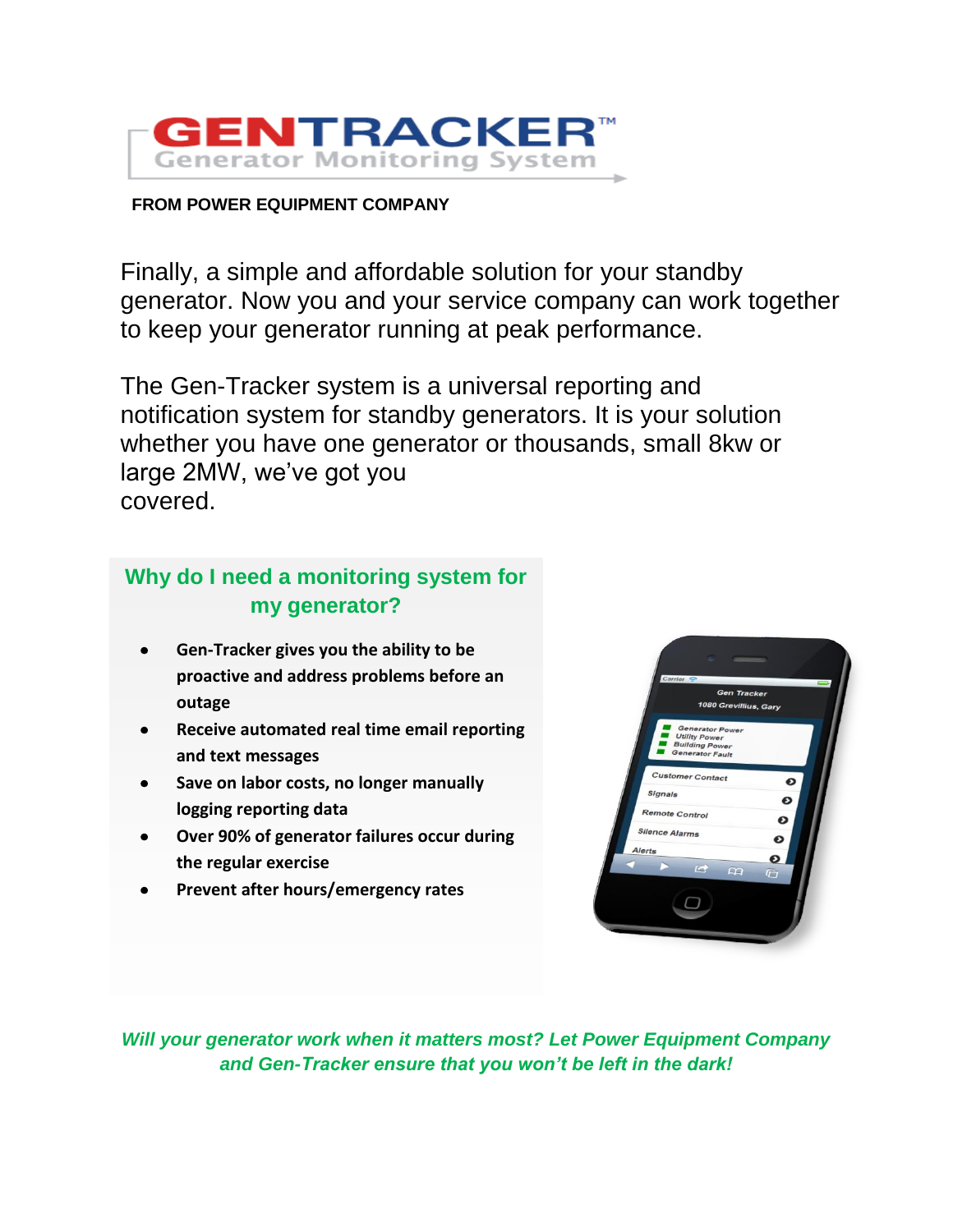# GENTRACKER™

## Generator Monitoring System

**FROM POWER EQUIPMENT COMPANY**

Finally, a simple and affordable solution for your standby generator. Now you and your service company can work together to keep your generator running at peak performance.

The Gen-Tracker system is a universal reporting and notification system for standby generators. It is your solution whether you have one generator or thousands, small 8kw or large 2MW, we've got you covered.

## Why do I need a monitoring system for my generator?

- **Gen-Tracker gives you the ability to be proactive and address problems before an outage**
- **Receive automated real time email reporting and text messages**
- **Save on labor costs, no longer manually logging reporting data**
- **Over 90% of generator failures occur during the regular exercise**
- **Prevent after hours/emergency rates**

***Will your generator work when it matters most? Let Power Equipment Company and Gen-Tracker ensure that you won't be left in the dark!***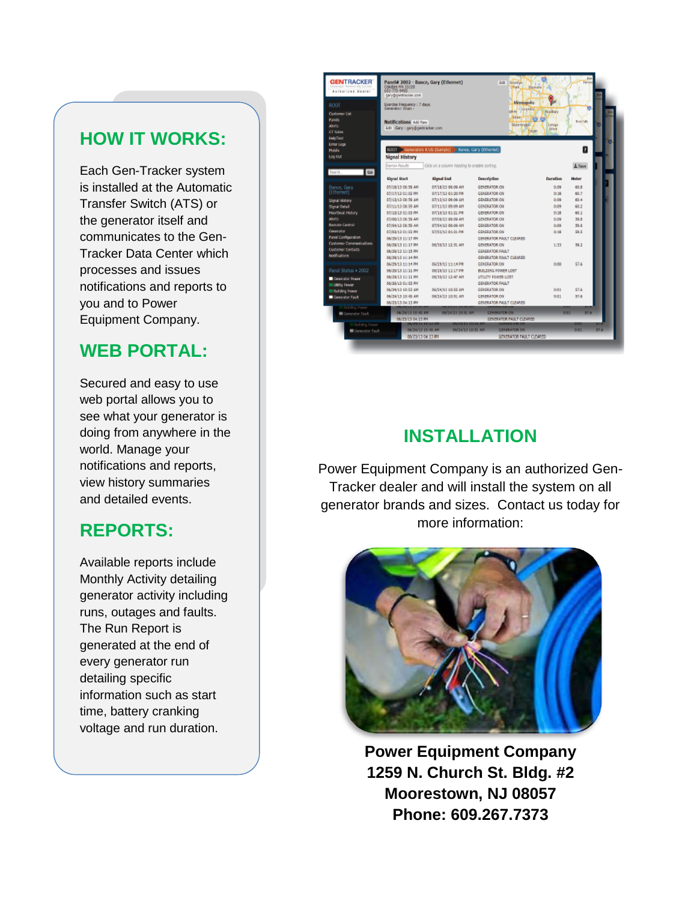## HOW IT WORKS:

Each Gen-Tracker system is installed at the Automatic Transfer Switch (ATS) or the generator itself and communicates to the Gen-Tracker Data Center which processes and issues notifications and reports to you and to Power Equipment Company.

## WEB PORTAL:

Secured and easy to use web portal allows you to see what your generator is doing from anywhere in the world. Manage your notifications and reports, view history summaries and detailed events.

## REPORTS:

Available reports include Monthly Activity detailing generator activity including runs, outages and faults. The Run Report is generated at the end of every generator run detailing specific information such as start time, battery cranking voltage and run duration.

## INSTALLATION

Power Equipment Company is an authorized Gen-Tracker dealer and will install the system on all generator brands and sizes. Contact us today for more information:

**Power Equipment Company**
**1259 N. Church St. Bldg. #2**
**Moorestown, NJ 08057**
**Phone: 609.267.7373**